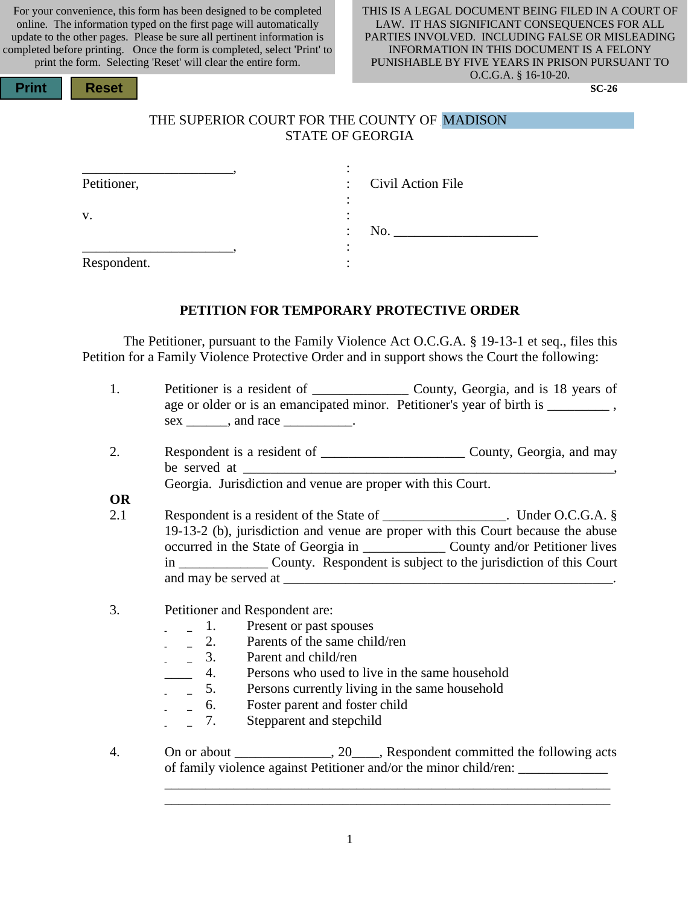For your convenience, this form has been designed to be completed online. The information typed on the first page will automatically update to the other pages. Please be sure all pertinent information is completed before printing. Once the form is completed, select 'Print' to print the form. Selecting 'Reset' will clear the entire form.

Print Reset

THIS IS A LEGAL DOCUMENT BEING FILED IN A COURT OF LAW. IT HAS SIGNIFICANT CONSEQUENCES FOR ALL PARTIES INVOLVED. INCLUDING FALSE OR MISLEADING INFORMATION IN THIS DOCUMENT IS A FELONY PUNISHABLE BY FIVE YEARS IN PRISON PURSUANT TO O.C.G.A. § 16-10-20.

SC-26

THE SUPERIOR COURT FOR THE COUNTY OF MADISON
STATE OF GEORGIA

| | | |
|---|---|---|
| ______________________, | : | |
| Petitioner, | : | Civil Action File |
| | : | |
| v. | : | |
| | : | No. ____________________ |
| ______________________, | : | |
| Respondent. | : | |

**PETITION FOR TEMPORARY PROTECTIVE ORDER**

The Petitioner, pursuant to the Family Violence Act O.C.G.A. § 19-13-1 et seq., files this Petition for a Family Violence Protective Order and in support shows the Court the following:

1. Petitioner is a resident of _____________ County, Georgia, and is 18 years of age or older or is an emancipated minor. Petitioner's year of birth is _________ , sex ______, and race __________.

2. Respondent is a resident of ____________________ County, Georgia, and may be served at ____________________________________________________, Georgia. Jurisdiction and venue are proper with this Court.

**OR**

2.1 Respondent is a resident of the State of _________________. Under O.C.G.A. § 19-13-2 (b), jurisdiction and venue are proper with this Court because the abuse occurred in the State of Georgia in ___________ County and/or Petitioner lives in ____________ County. Respondent is subject to the jurisdiction of this Court and may be served at ______________________________________________.

3. Petitioner and Respondent are:

____ 1. Present or past spouses
____ 2. Parents of the same child/ren
____ 3. Parent and child/ren
____ 4. Persons who used to live in the same household
____ 5. Persons currently living in the same household
____ 6. Foster parent and foster child
____ 7. Stepparent and stepchild

4. On or about _____________, 20____, Respondent committed the following acts of family violence against Petitioner and/or the minor child/ren: _____________
_________________________________________________________________
_________________________________________________________________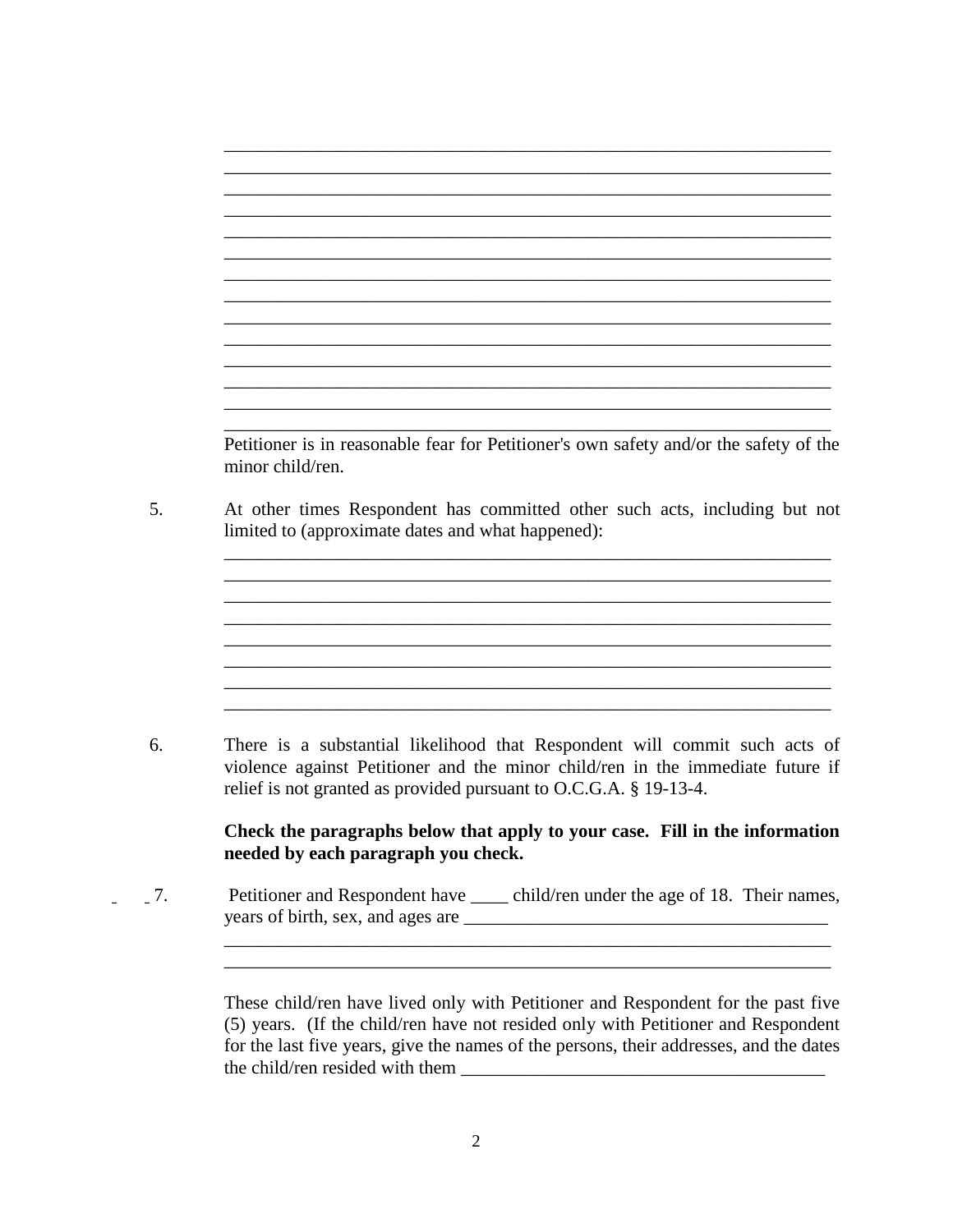______________________________________________________________________
______________________________________________________________________
______________________________________________________________________
______________________________________________________________________
______________________________________________________________________
______________________________________________________________________
______________________________________________________________________
______________________________________________________________________
______________________________________________________________________
______________________________________________________________________
______________________________________________________________________
______________________________________________________________________
______________________________________________________________________
______________________________________________________________________

Petitioner is in reasonable fear for Petitioner's own safety and/or the safety of the minor child/ren.

5. At other times Respondent has committed other such acts, including but not limited to (approximate dates and what happened):

______________________________________________________________________
______________________________________________________________________
______________________________________________________________________
______________________________________________________________________
______________________________________________________________________
______________________________________________________________________
______________________________________________________________________
______________________________________________________________________

6. There is a substantial likelihood that Respondent will commit such acts of violence against Petitioner and the minor child/ren in the immediate future if relief is not granted as provided pursuant to O.C.G.A. § 19-13-4.

**Check the paragraphs below that apply to your case. Fill in the information needed by each paragraph you check.**

___ 7. Petitioner and Respondent have ____ child/ren under the age of 18. Their names, years of birth, sex, and ages are ________________________________________
______________________________________________________________________
______________________________________________________________________

These child/ren have lived only with Petitioner and Respondent for the past five (5) years. (If the child/ren have not resided only with Petitioner and Respondent for the last five years, give the names of the persons, their addresses, and the dates the child/ren resided with them ________________________________________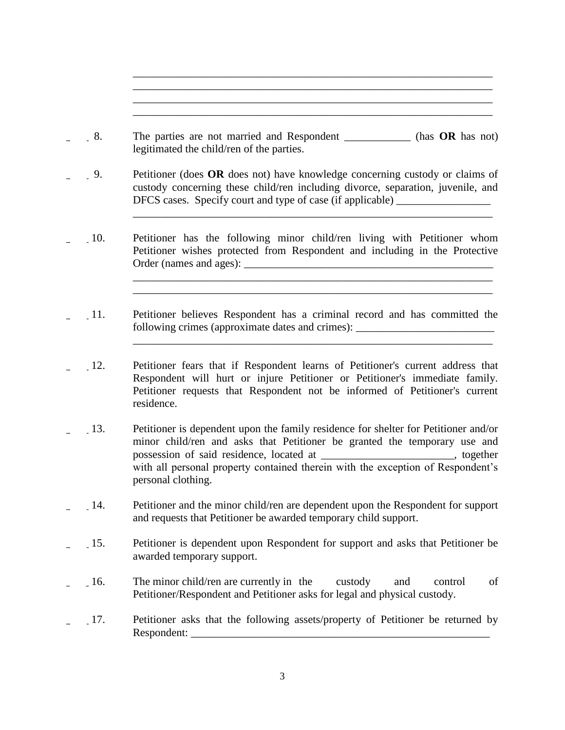\_\_\_\_\_\_\_\_\_\_\_\_\_\_\_\_\_\_\_\_\_\_\_\_\_\_\_\_\_\_\_\_\_\_\_\_\_\_\_\_\_\_\_\_\_\_\_\_\_\_\_\_\_\_\_\_\_\_\_\_\_\_\_\_\_
\_\_\_\_\_\_\_\_\_\_\_\_\_\_\_\_\_\_\_\_\_\_\_\_\_\_\_\_\_\_\_\_\_\_\_\_\_\_\_\_\_\_\_\_\_\_\_\_\_\_\_\_\_\_\_\_\_\_\_\_\_\_\_\_\_
\_\_\_\_\_\_\_\_\_\_\_\_\_\_\_\_\_\_\_\_\_\_\_\_\_\_\_\_\_\_\_\_\_\_\_\_\_\_\_\_\_\_\_\_\_\_\_\_\_\_\_\_\_\_\_\_\_\_\_\_\_\_\_\_\_
\_\_\_\_\_\_\_\_\_\_\_\_\_\_\_\_\_\_\_\_\_\_\_\_\_\_\_\_\_\_\_\_\_\_\_\_\_\_\_\_\_\_\_\_\_\_\_\_\_\_\_\_\_\_\_\_\_\_\_\_\_\_\_\_\_

\_ 8. The parties are not married and Respondent \_\_\_\_\_\_\_\_\_\_\_\_ (has **OR** has not) legitimated the child/ren of the parties.

\_ 9. Petitioner (does **OR** does not) have knowledge concerning custody or claims of custody concerning these child/ren including divorce, separation, juvenile, and DFCS cases. Specify court and type of case (if applicable) \_\_\_\_\_\_\_\_\_\_\_\_\_\_\_\_\_
\_\_\_\_\_\_\_\_\_\_\_\_\_\_\_\_\_\_\_\_\_\_\_\_\_\_\_\_\_\_\_\_\_\_\_\_\_\_\_\_\_\_\_\_\_\_\_\_\_\_\_\_\_\_\_\_\_\_\_\_\_\_\_\_\_

\_ 10. Petitioner has the following minor child/ren living with Petitioner whom Petitioner wishes protected from Respondent and including in the Protective Order (names and ages): \_\_\_\_\_\_\_\_\_\_\_\_\_\_\_\_\_\_\_\_\_\_\_\_\_\_\_\_\_\_\_\_\_\_\_\_\_\_\_\_\_\_\_\_\_\_
\_\_\_\_\_\_\_\_\_\_\_\_\_\_\_\_\_\_\_\_\_\_\_\_\_\_\_\_\_\_\_\_\_\_\_\_\_\_\_\_\_\_\_\_\_\_\_\_\_\_\_\_\_\_\_\_\_\_\_\_\_\_\_\_\_
\_\_\_\_\_\_\_\_\_\_\_\_\_\_\_\_\_\_\_\_\_\_\_\_\_\_\_\_\_\_\_\_\_\_\_\_\_\_\_\_\_\_\_\_\_\_\_\_\_\_\_\_\_\_\_\_\_\_\_\_\_\_\_\_\_

\_ 11. Petitioner believes Respondent has a criminal record and has committed the following crimes (approximate dates and crimes): \_\_\_\_\_\_\_\_\_\_\_\_\_\_\_\_\_\_\_\_\_\_\_\_\_
\_\_\_\_\_\_\_\_\_\_\_\_\_\_\_\_\_\_\_\_\_\_\_\_\_\_\_\_\_\_\_\_\_\_\_\_\_\_\_\_\_\_\_\_\_\_\_\_\_\_\_\_\_\_\_\_\_\_\_\_\_\_\_\_\_

\_ 12. Petitioner fears that if Respondent learns of Petitioner's current address that Respondent will hurt or injure Petitioner or Petitioner's immediate family. Petitioner requests that Respondent not be informed of Petitioner's current residence.

\_ 13. Petitioner is dependent upon the family residence for shelter for Petitioner and/or minor child/ren and asks that Petitioner be granted the temporary use and possession of said residence, located at \_\_\_\_\_\_\_\_\_\_\_\_\_\_\_\_\_\_\_\_\_\_\_\_, together with all personal property contained therein with the exception of Respondent's personal clothing.

\_ 14. Petitioner and the minor child/ren are dependent upon the Respondent for support and requests that Petitioner be awarded temporary child support.

\_ 15. Petitioner is dependent upon Respondent for support and asks that Petitioner be awarded temporary support.

\_ 16. The minor child/ren are currently in the custody and control of Petitioner/Respondent and Petitioner asks for legal and physical custody.

\_ 17. Petitioner asks that the following assets/property of Petitioner be returned by Respondent: \_\_\_\_\_\_\_\_\_\_\_\_\_\_\_\_\_\_\_\_\_\_\_\_\_\_\_\_\_\_\_\_\_\_\_\_\_\_\_\_\_\_\_\_\_\_\_\_\_\_\_\_\_\_\_\_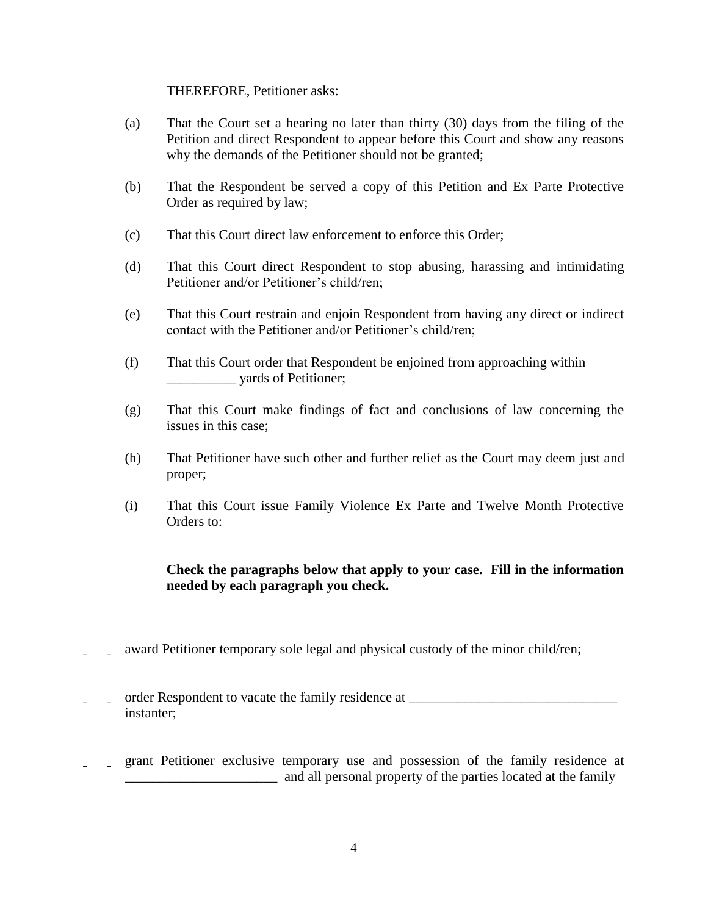THEREFORE, Petitioner asks:

(a) That the Court set a hearing no later than thirty (30) days from the filing of the Petition and direct Respondent to appear before this Court and show any reasons why the demands of the Petitioner should not be granted;

(b) That the Respondent be served a copy of this Petition and Ex Parte Protective Order as required by law;

(c) That this Court direct law enforcement to enforce this Order;

(d) That this Court direct Respondent to stop abusing, harassing and intimidating Petitioner and/or Petitioner's child/ren;

(e) That this Court restrain and enjoin Respondent from having any direct or indirect contact with the Petitioner and/or Petitioner's child/ren;

(f) That this Court order that Respondent be enjoined from approaching within __________ yards of Petitioner;

(g) That this Court make findings of fact and conclusions of law concerning the issues in this case;

(h) That Petitioner have such other and further relief as the Court may deem just and proper;

(i) That this Court issue Family Violence Ex Parte and Twelve Month Protective Orders to:

**Check the paragraphs below that apply to your case. Fill in the information needed by each paragraph you check.**

_ _ award Petitioner temporary sole legal and physical custody of the minor child/ren;

_ _ order Respondent to vacate the family residence at ______________________________ instanter;

_ _ grant Petitioner exclusive temporary use and possession of the family residence at ______________________ and all personal property of the parties located at the family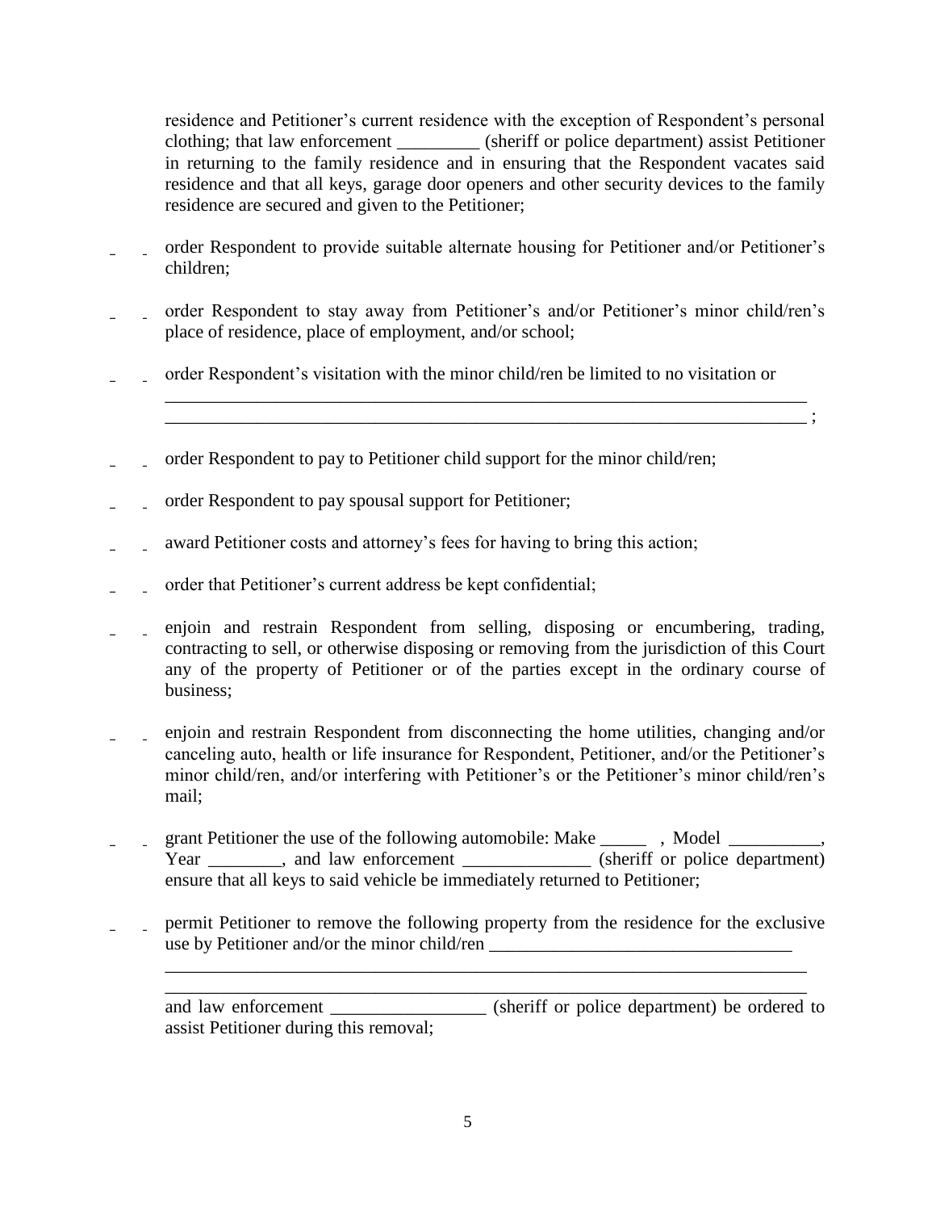residence and Petitioner's current residence with the exception of Respondent's personal clothing; that law enforcement _________ (sheriff or police department) assist Petitioner in returning to the family residence and in ensuring that the Respondent vacates said residence and that all keys, garage door openers and other security devices to the family residence are secured and given to the Petitioner;

_ _ order Respondent to provide suitable alternate housing for Petitioner and/or Petitioner's children;

_ _ order Respondent to stay away from Petitioner's and/or Petitioner's minor child/ren's place of residence, place of employment, and/or school;

_ _ order Respondent's visitation with the minor child/ren be limited to no visitation or
_________________________________________________________________________
_________________________________________________________________________ ;

_ _ order Respondent to pay to Petitioner child support for the minor child/ren;

_ _ order Respondent to pay spousal support for Petitioner;

_ _ award Petitioner costs and attorney's fees for having to bring this action;

_ _ order that Petitioner's current address be kept confidential;

_ _ enjoin and restrain Respondent from selling, disposing or encumbering, trading, contracting to sell, or otherwise disposing or removing from the jurisdiction of this Court any of the property of Petitioner or of the parties except in the ordinary course of business;

_ _ enjoin and restrain Respondent from disconnecting the home utilities, changing and/or canceling auto, health or life insurance for Respondent, Petitioner, and/or the Petitioner's minor child/ren, and/or interfering with Petitioner's or the Petitioner's minor child/ren's mail;

_ _ grant Petitioner the use of the following automobile: Make _____ , Model __________, Year ________, and law enforcement ______________ (sheriff or police department) ensure that all keys to said vehicle be immediately returned to Petitioner;

_ _ permit Petitioner to remove the following property from the residence for the exclusive use by Petitioner and/or the minor child/ren _________________________________
_________________________________________________________________________
_________________________________________________________________________
and law enforcement _________________ (sheriff or police department) be ordered to assist Petitioner during this removal;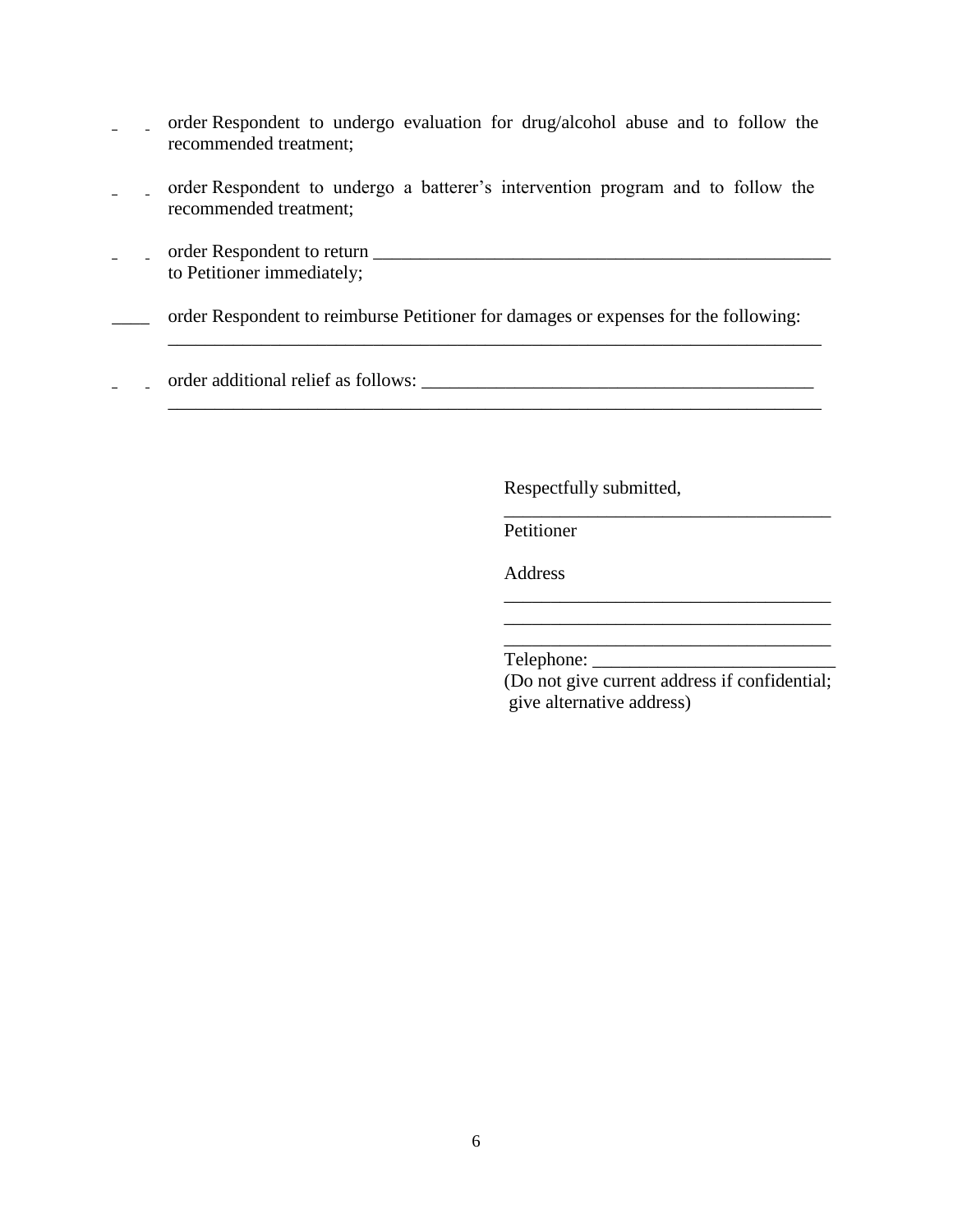____ order Respondent to undergo evaluation for drug/alcohol abuse and to follow the recommended treatment;

____ order Respondent to undergo a batterer's intervention program and to follow the recommended treatment;

____ order Respondent to return ______________________________________________ to Petitioner immediately;

____ order Respondent to reimburse Petitioner for damages or expenses for the following: ________________________________________________________________________

____ order additional relief as follows: ________________________________________
________________________________________________________________________

Respectfully submitted,

____________________________________
Petitioner

Address
____________________________________
____________________________________
____________________________________
Telephone: __________________________
(Do not give current address if confidential; give alternative address)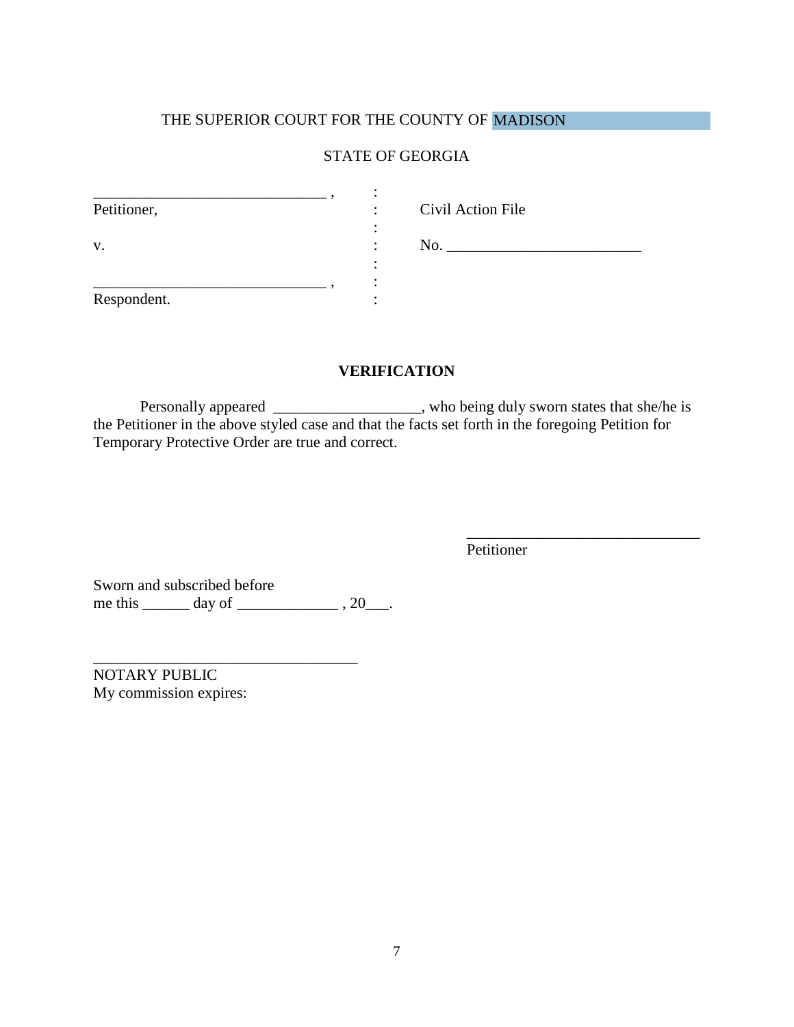THE SUPERIOR COURT FOR THE COUNTY OF MADISON

STATE OF GEORGIA

| | | |
|---|---|---|
| ______________________________ , | : | |
| Petitioner, | : | Civil Action File |
| | : | |
| v. | : | No. ________________________ |
| | : | |
| ______________________________ , | : | |
| Respondent. | : | |

**VERIFICATION**

Personally appeared ___________________, who being duly sworn states that she/he is the Petitioner in the above styled case and that the facts set forth in the foregoing Petition for Temporary Protective Order are true and correct.

______________________________
Petitioner

Sworn and subscribed before
me this ______ day of _____________ , 20___.

__________________________________
NOTARY PUBLIC
My commission expires: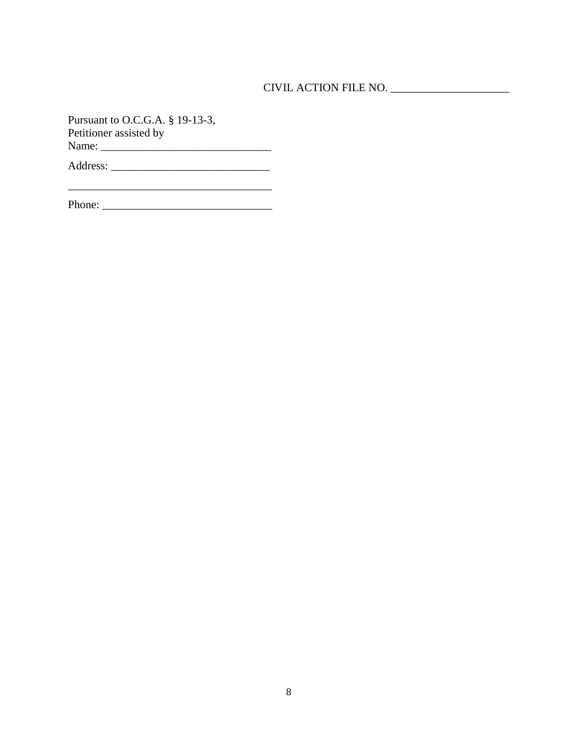CIVIL ACTION FILE NO. _____________________

Pursuant to O.C.G.A. § 19-13-3,
Petitioner assisted by
Name: ______________________________

Address: ____________________________

____________________________________

Phone: ______________________________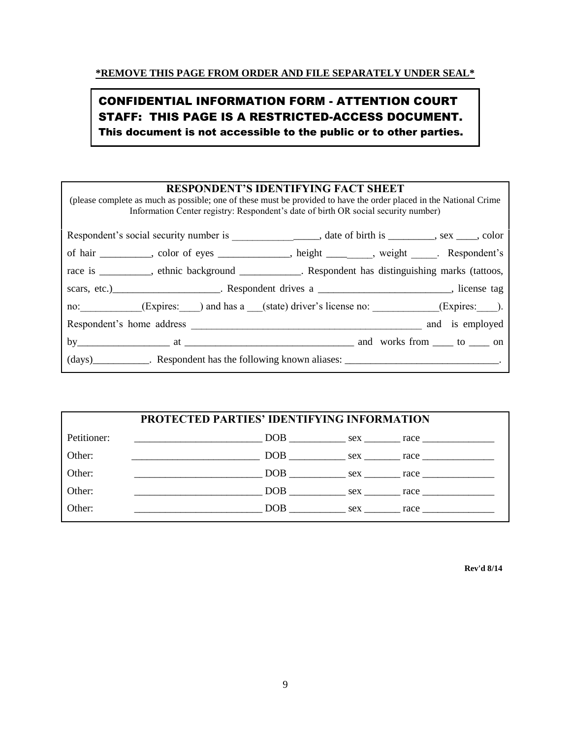**\*REMOVE THIS PAGE FROM ORDER AND FILE SEPARATELY UNDER SEAL\***

**CONFIDENTIAL INFORMATION FORM - ATTENTION COURT STAFF: THIS PAGE IS A RESTRICTED-ACCESS DOCUMENT.**
**This document is not accessible to the public or to other parties.**

### RESPONDENT'S IDENTIFYING FACT SHEET

(please complete as much as possible; one of these must be provided to have the order placed in the National Crime Information Center registry: Respondent's date of birth OR social security number)

Respondent's social security number is ________________, date of birth is _________, sex ____, color of hair __________, color of eyes ______________, height ________, weight _____. Respondent's race is __________, ethnic background ____________. Respondent has distinguishing marks (tattoos, scars, etc.)_____________________. Respondent drives a __________________________, license tag no:____________(Expires:____) and has a ___(state) driver's license no: _____________(Expires:____). Respondent's home address _______________________________________________ and is employed by__________________ at _________________________________ and works from ____ to ____ on (days)___________. Respondent has the following known aliases: ______________________________.

### PROTECTED PARTIES' IDENTIFYING INFORMATION

| | | | | |
|---|---|---|---|---|
| Petitioner: | _________________________ | DOB ___________ | sex _______ | race ______________ |
| Other: | _________________________ | DOB ___________ | sex _______ | race ______________ |
| Other: | _________________________ | DOB ___________ | sex _______ | race ______________ |
| Other: | _________________________ | DOB ___________ | sex _______ | race ______________ |
| Other: | _________________________ | DOB ___________ | sex _______ | race ______________ |

**Rev'd 8/14**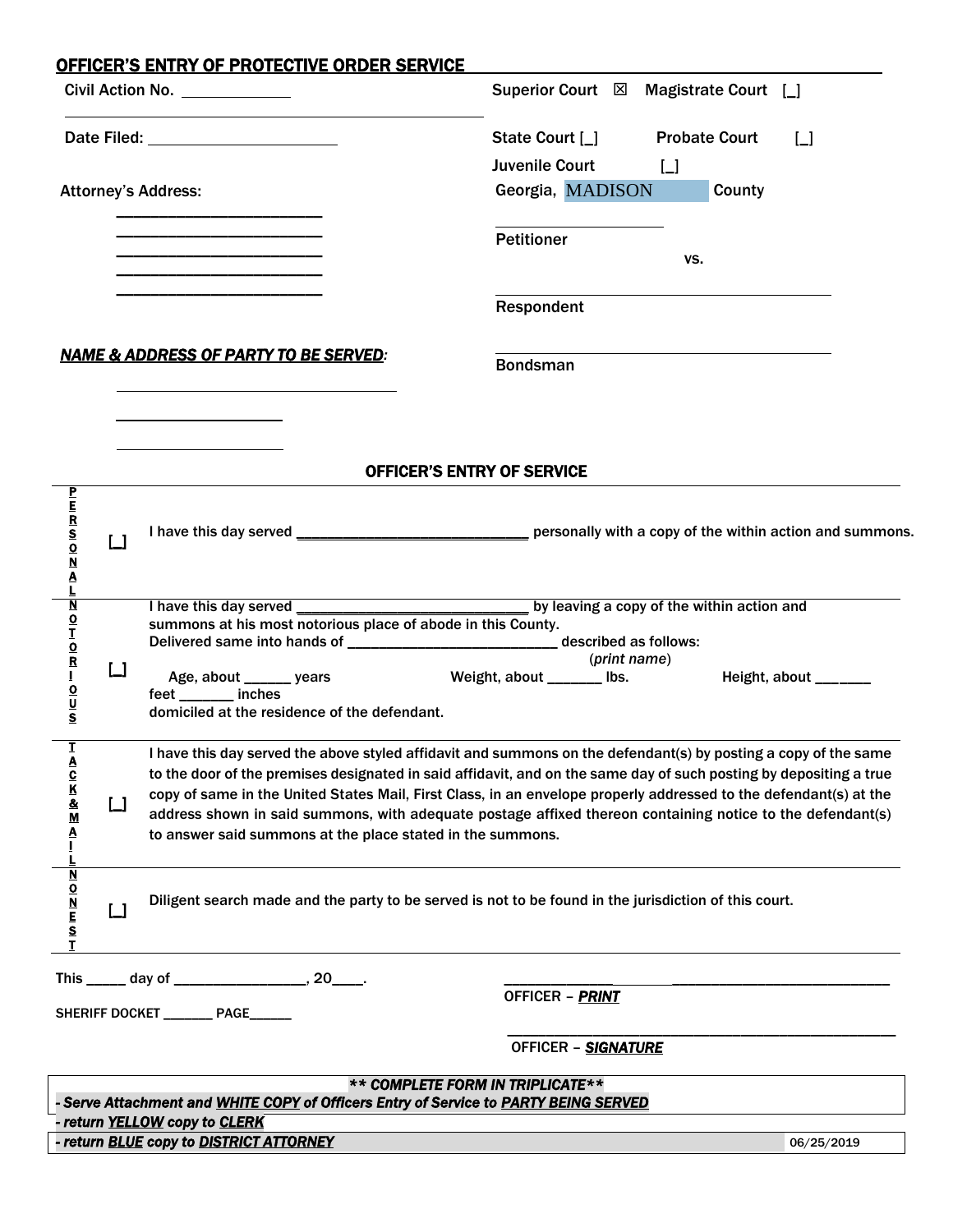## OFFICER'S ENTRY OF PROTECTIVE ORDER SERVICE

Civil Action No. ____________

Date Filed: ______________________

Attorney's Address:

________________________
________________________
________________________
________________________
________________________

Superior Court ☒ Magistrate Court [_]

State Court [_] Probate Court [_]

Juvenile Court [_]

Georgia, MADISON County

____________________
Petitioner

vs.

________________________________________
Respondent

________________________________________
Bondsman

***NAME & ADDRESS OF PARTY TO BE SERVED:***

________________________________

____________________

____________________

### OFFICER'S ENTRY OF SERVICE

| | | |
|---|---|---|
| **PERSONAL** | [_] | I have this day served ______________________________ personally with a copy of the within action and summons. |
| **NOTORIOUS** | [_] | I have this day served ______________________________ by leaving a copy of the within action and summons at his most notorious place of abode in this County. Delivered same into hands of ___________________________ (*print name*) described as follows: Age, about ______ years Weight, about _______ lbs. Height, about _______ feet _______ inches domiciled at the residence of the defendant. |
| **TACK & MAIL** | [_] | I have this day served the above styled affidavit and summons on the defendant(s) by posting a copy of the same to the door of the premises designated in said affidavit, and on the same day of such posting by depositing a true copy of same in the United States Mail, First Class, in an envelope properly addressed to the defendant(s) at the address shown in said summons, with adequate postage affixed thereon containing notice to the defendant(s) to answer said summons at the place stated in the summons. |
| **NON EST** | [_] | Diligent search made and the party to be served is not to be found in the jurisdiction of this court. |

This _____ day of _________________, 20____.

SHERIFF DOCKET _______ PAGE______

______________________________________________
OFFICER – ***PRINT***

______________________________________________
OFFICER – ***SIGNATURE***

***\*\* COMPLETE FORM IN TRIPLICATE\*\****

***- Serve Attachment and WHITE COPY of Officers Entry of Service to PARTY BEING SERVED***

***- return YELLOW copy to CLERK***

***- return BLUE copy to DISTRICT ATTORNEY***

06/25/2019